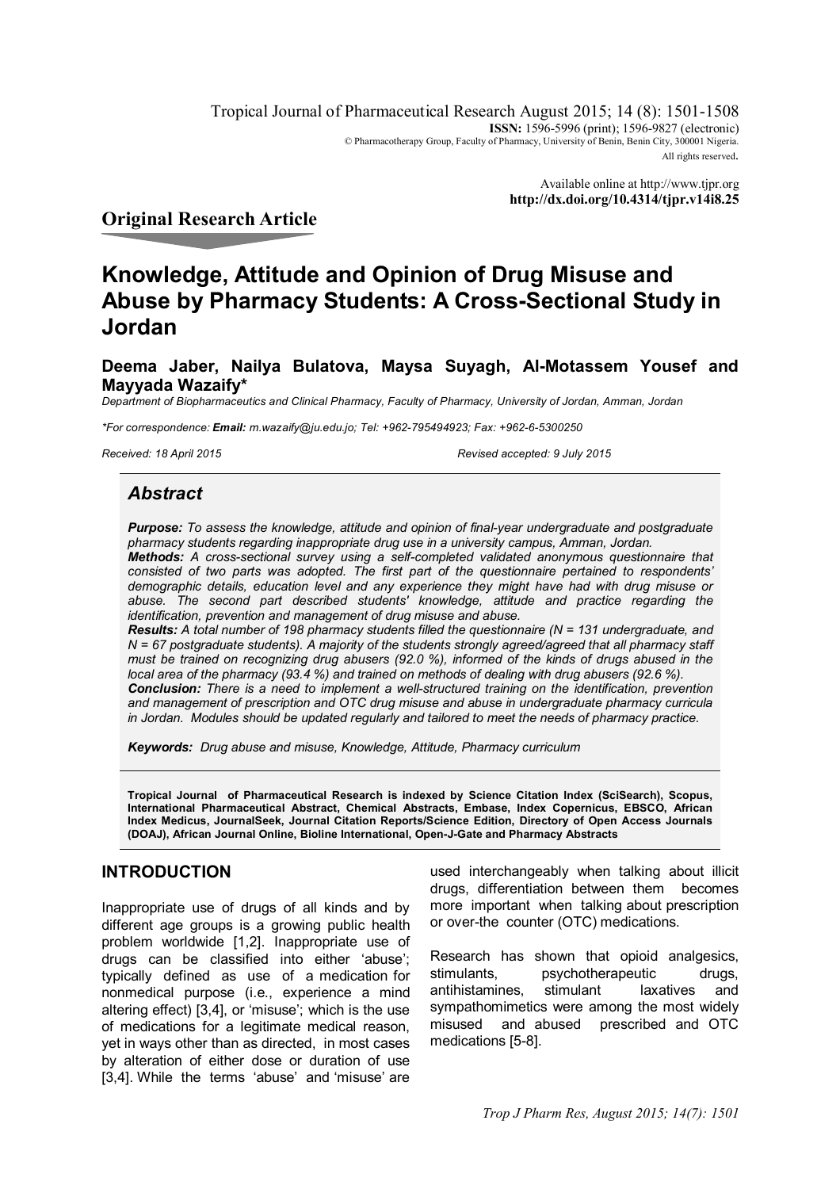Tropical Journal of Pharmaceutical Research August 2015; 14 (8): 1501-1508
**ISSN:** 1596-5996 (print); 1596-9827 (electronic)
© Pharmacotherapy Group, Faculty of Pharmacy, University of Benin, Benin City, 300001 Nigeria.
All rights reserved.

Available online at http://www.tjpr.org
**http://dx.doi.org/10.4314/tjpr.v14i8.25**

## Original Research Article

# Knowledge, Attitude and Opinion of Drug Misuse and Abuse by Pharmacy Students: A Cross-Sectional Study in Jordan

**Deema Jaber, Nailya Bulatova, Maysa Suyagh, Al-Motassem Yousef and Mayyada Wazaify***

*Department of Biopharmaceutics and Clinical Pharmacy, Faculty of Pharmacy, University of Jordan, Amman, Jordan*

**For correspondence:* ***Email:*** *m.wazaify@ju.edu.jo; Tel: +962-795494923; Fax: +962-6-5300250*

*Received: 18 April 2015* *Revised accepted: 9 July 2015*

## *Abstract*

***Purpose:*** *To assess the knowledge, attitude and opinion of final-year undergraduate and postgraduate pharmacy students regarding inappropriate drug use in a university campus, Amman, Jordan.*
***Methods:*** *A cross-sectional survey using a self-completed validated anonymous questionnaire that consisted of two parts was adopted. The first part of the questionnaire pertained to respondents' demographic details, education level and any experience they might have had with drug misuse or abuse. The second part described students' knowledge, attitude and practice regarding the identification, prevention and management of drug misuse and abuse.*
***Results:*** *A total number of 198 pharmacy students filled the questionnaire (N = 131 undergraduate, and N = 67 postgraduate students). A majority of the students strongly agreed/agreed that all pharmacy staff must be trained on recognizing drug abusers (92.0 %), informed of the kinds of drugs abused in the local area of the pharmacy (93.4 %) and trained on methods of dealing with drug abusers (92.6 %).*
***Conclusion:*** *There is a need to implement a well-structured training on the identification, prevention and management of prescription and OTC drug misuse and abuse in undergraduate pharmacy curricula in Jordan. Modules should be updated regularly and tailored to meet the needs of pharmacy practice.*

***Keywords:*** *Drug abuse and misuse, Knowledge, Attitude, Pharmacy curriculum*

**Tropical Journal of Pharmaceutical Research is indexed by Science Citation Index (SciSearch), Scopus, International Pharmaceutical Abstract, Chemical Abstracts, Embase, Index Copernicus, EBSCO, African Index Medicus, JournalSeek, Journal Citation Reports/Science Edition, Directory of Open Access Journals (DOAJ), African Journal Online, Bioline International, Open-J-Gate and Pharmacy Abstracts**

## INTRODUCTION

Inappropriate use of drugs of all kinds and by different age groups is a growing public health problem worldwide [1,2]. Inappropriate use of drugs can be classified into either 'abuse'; typically defined as use of a medication for nonmedical purpose (i.e., experience a mind altering effect) [3,4], or 'misuse'; which is the use of medications for a legitimate medical reason, yet in ways other than as directed, in most cases by alteration of either dose or duration of use [3,4]. While the terms 'abuse' and 'misuse' are used interchangeably when talking about illicit drugs, differentiation between them becomes more important when talking about prescription or over-the counter (OTC) medications.

Research has shown that opioid analgesics, stimulants, psychotherapeutic drugs, antihistamines, stimulant laxatives and sympathomimetics were among the most widely misused and abused prescribed and OTC medications [5-8].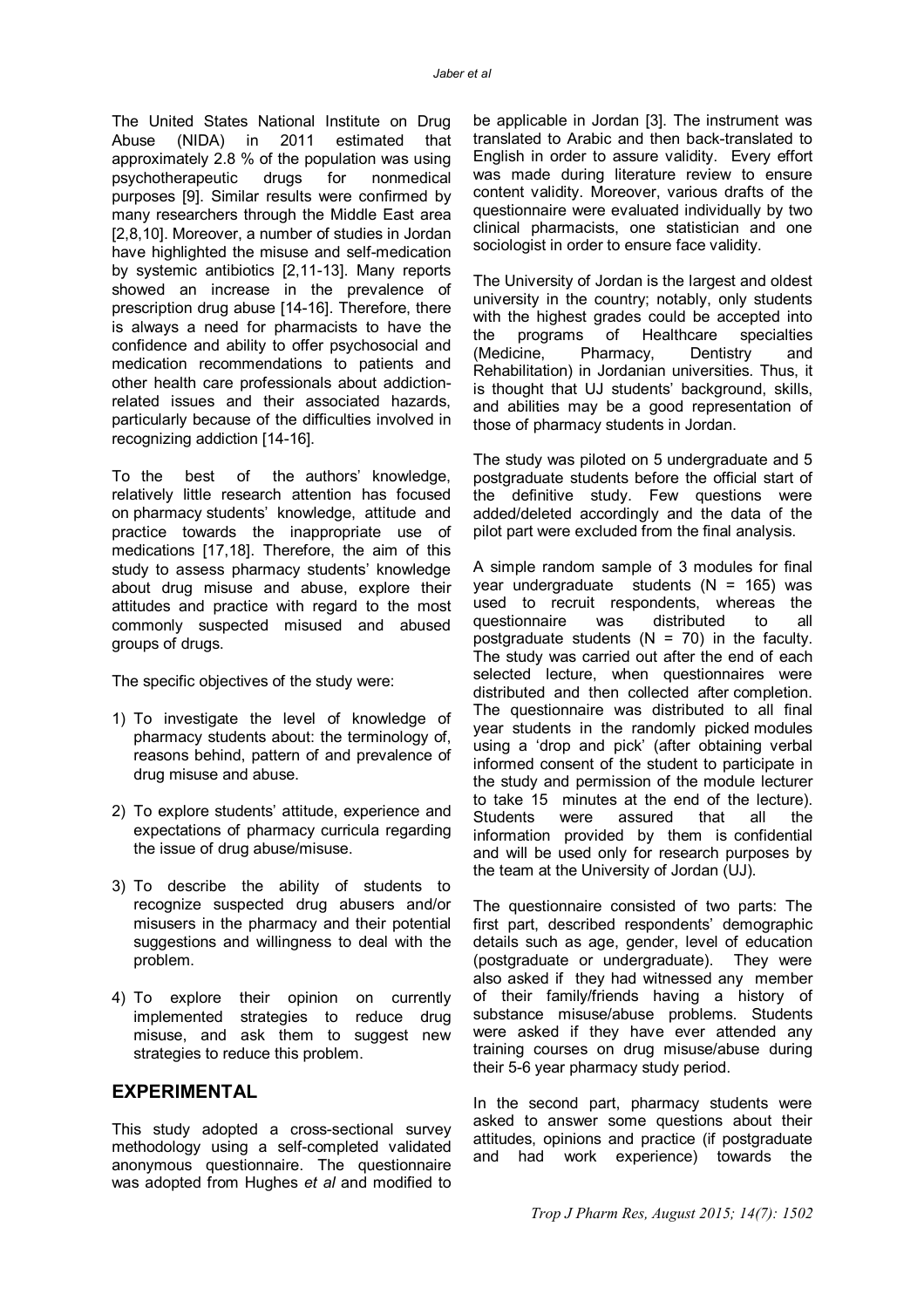The United States National Institute on Drug Abuse (NIDA) in 2011 estimated that approximately 2.8 % of the population was using psychotherapeutic drugs for nonmedical purposes [9]. Similar results were confirmed by many researchers through the Middle East area [2,8,10]. Moreover, a number of studies in Jordan have highlighted the misuse and self-medication by systemic antibiotics [2,11-13]. Many reports showed an increase in the prevalence of prescription drug abuse [14-16]. Therefore, there is always a need for pharmacists to have the confidence and ability to offer psychosocial and medication recommendations to patients and other health care professionals about addiction-related issues and their associated hazards, particularly because of the difficulties involved in recognizing addiction [14-16].

To the best of the authors' knowledge, relatively little research attention has focused on pharmacy students' knowledge, attitude and practice towards the inappropriate use of medications [17,18]. Therefore, the aim of this study to assess pharmacy students' knowledge about drug misuse and abuse, explore their attitudes and practice with regard to the most commonly suspected misused and abused groups of drugs.

The specific objectives of the study were:

1) To investigate the level of knowledge of pharmacy students about: the terminology of, reasons behind, pattern of and prevalence of drug misuse and abuse.

2) To explore students' attitude, experience and expectations of pharmacy curricula regarding the issue of drug abuse/misuse.

3) To describe the ability of students to recognize suspected drug abusers and/or misusers in the pharmacy and their potential suggestions and willingness to deal with the problem.

4) To explore their opinion on currently implemented strategies to reduce drug misuse, and ask them to suggest new strategies to reduce this problem.

## EXPERIMENTAL

This study adopted a cross-sectional survey methodology using a self-completed validated anonymous questionnaire. The questionnaire was adopted from Hughes *et al* and modified to be applicable in Jordan [3]. The instrument was translated to Arabic and then back-translated to English in order to assure validity. Every effort was made during literature review to ensure content validity. Moreover, various drafts of the questionnaire were evaluated individually by two clinical pharmacists, one statistician and one sociologist in order to ensure face validity.

The University of Jordan is the largest and oldest university in the country; notably, only students with the highest grades could be accepted into the programs of Healthcare specialties (Medicine, Pharmacy, Dentistry and Rehabilitation) in Jordanian universities. Thus, it is thought that UJ students' background, skills, and abilities may be a good representation of those of pharmacy students in Jordan.

The study was piloted on 5 undergraduate and 5 postgraduate students before the official start of the definitive study. Few questions were added/deleted accordingly and the data of the pilot part were excluded from the final analysis.

A simple random sample of 3 modules for final year undergraduate students (N = 165) was used to recruit respondents, whereas the questionnaire was distributed to all postgraduate students (N = 70) in the faculty. The study was carried out after the end of each selected lecture, when questionnaires were distributed and then collected after completion. The questionnaire was distributed to all final year students in the randomly picked modules using a 'drop and pick' (after obtaining verbal informed consent of the student to participate in the study and permission of the module lecturer to take 15 minutes at the end of the lecture). Students were assured that all the information provided by them is confidential and will be used only for research purposes by the team at the University of Jordan (UJ).

The questionnaire consisted of two parts: The first part, described respondents' demographic details such as age, gender, level of education (postgraduate or undergraduate). They were also asked if they had witnessed any member of their family/friends having a history of substance misuse/abuse problems. Students were asked if they have ever attended any training courses on drug misuse/abuse during their 5-6 year pharmacy study period.

In the second part, pharmacy students were asked to answer some questions about their attitudes, opinions and practice (if postgraduate and had work experience) towards the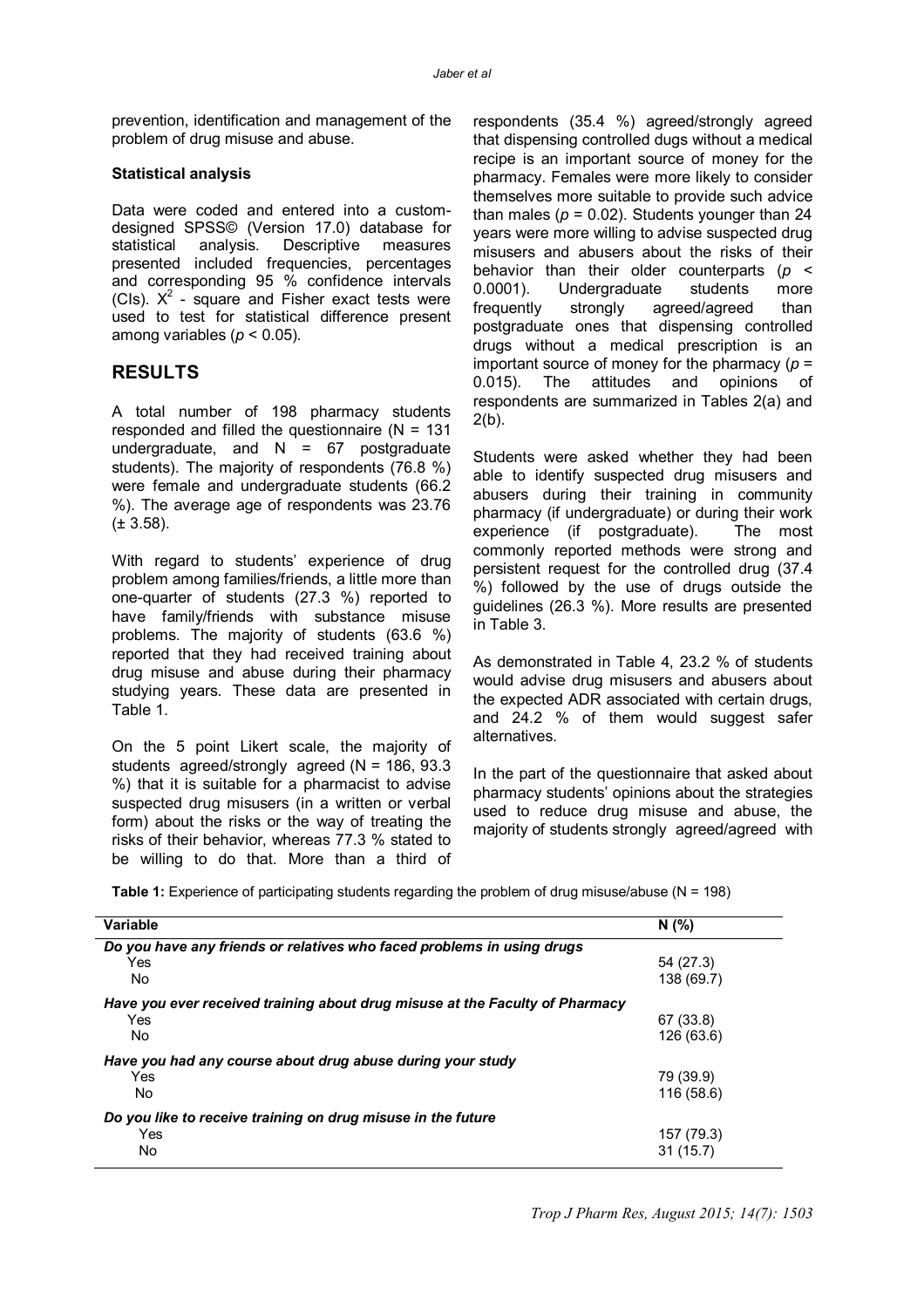prevention, identification and management of the problem of drug misuse and abuse.

**Statistical analysis**

Data were coded and entered into a custom-designed SPSS© (Version 17.0) database for statistical analysis. Descriptive measures presented included frequencies, percentages and corresponding 95 % confidence intervals (CIs). $X^2$ - square and Fisher exact tests were used to test for statistical difference present among variables ($p < 0.05$).

## RESULTS

A total number of 198 pharmacy students responded and filled the questionnaire (N = 131 undergraduate, and N = 67 postgraduate students). The majority of respondents (76.8 %) were female and undergraduate students (66.2 %). The average age of respondents was 23.76 (± 3.58).

With regard to students' experience of drug problem among families/friends, a little more than one-quarter of students (27.3 %) reported to have family/friends with substance misuse problems. The majority of students (63.6 %) reported that they had received training about drug misuse and abuse during their pharmacy studying years. These data are presented in Table 1.

On the 5 point Likert scale, the majority of students agreed/strongly agreed (N = 186, 93.3 %) that it is suitable for a pharmacist to advise suspected drug misusers (in a written or verbal form) about the risks or the way of treating the risks of their behavior, whereas 77.3 % stated to be willing to do that. More than a third of respondents (35.4 %) agreed/strongly agreed that dispensing controlled dugs without a medical recipe is an important source of money for the pharmacy. Females were more likely to consider themselves more suitable to provide such advice than males ($p = 0.02$). Students younger than 24 years were more willing to advise suspected drug misusers and abusers about the risks of their behavior than their older counterparts ($p < 0.0001$). Undergraduate students more frequently strongly agreed/agreed than postgraduate ones that dispensing controlled drugs without a medical prescription is an important source of money for the pharmacy ($p = 0.015$). The attitudes and opinions of respondents are summarized in Tables 2(a) and 2(b).

Students were asked whether they had been able to identify suspected drug misusers and abusers during their training in community pharmacy (if undergraduate) or during their work experience (if postgraduate). The most commonly reported methods were strong and persistent request for the controlled drug (37.4 %) followed by the use of drugs outside the guidelines (26.3 %). More results are presented in Table 3.

As demonstrated in Table 4, 23.2 % of students would advise drug misusers and abusers about the expected ADR associated with certain drugs, and 24.2 % of them would suggest safer alternatives.

In the part of the questionnaire that asked about pharmacy students' opinions about the strategies used to reduce drug misuse and abuse, the majority of students strongly agreed/agreed with

**Table 1:** Experience of participating students regarding the problem of drug misuse/abuse (N = 198)

| Variable | N (%) |
|---|---|
| ***Do you have any friends or relatives who faced problems in using drugs*** | |
| Yes | 54 (27.3) |
| No | 138 (69.7) |
| ***Have you ever received training about drug misuse at the Faculty of Pharmacy*** | |
| Yes | 67 (33.8) |
| No | 126 (63.6) |
| ***Have you had any course about drug abuse during your study*** | |
| Yes | 79 (39.9) |
| No | 116 (58.6) |
| ***Do you like to receive training on drug misuse in the future*** | |
| Yes | 157 (79.3) |
| No | 31 (15.7) |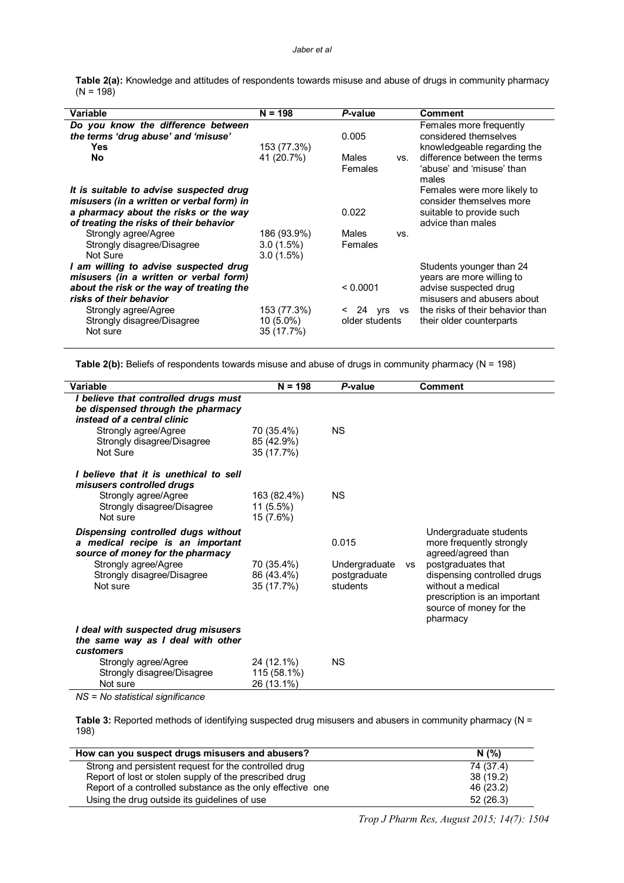**Table 2(a):** Knowledge and attitudes of respondents towards misuse and abuse of drugs in community pharmacy (N = 198)

| Variable | N = 198 | *P*-value | Comment |
|---|---|---|---|
| ***Do you know the difference between the terms 'drug abuse' and 'misuse'*** | | 0.005 | Females more frequently considered themselves knowledgeable regarding the difference between the terms 'abuse' and 'misuse' than males |
| **Yes** | 153 (77.3%) | | |
| **No** | 41 (20.7%) | Males vs. Females | |
| ***It is suitable to advise suspected drug misusers (in a written or verbal form) in a pharmacy about the risks or the way of treating the risks of their behavior*** | | 0.022 | Females were more likely to consider themselves more suitable to provide such advice than males |
| Strongly agree/Agree | 186 (93.9%) | Males vs. Females | |
| Strongly disagree/Disagree | 3.0 (1.5%) | | |
| Not Sure | 3.0 (1.5%) | | |
| ***I am willing to advise suspected drug misusers (in a written or verbal form) about the risk or the way of treating the risks of their behavior*** | | < 0.0001 | Students younger than 24 years are more willing to advise suspected drug misusers and abusers about the risks of their behavior than their older counterparts |
| Strongly agree/Agree | 153 (77.3%) | < 24 yrs vs older students | |
| Strongly disagree/Disagree | 10 (5.0%) | | |
| Not sure | 35 (17.7%) | | |

**Table 2(b):** Beliefs of respondents towards misuse and abuse of drugs in community pharmacy (N = 198)

| Variable | N = 198 | *P*-value | Comment |
|---|---|---|---|
| ***I believe that controlled drugs must be dispensed through the pharmacy instead of a central clinic*** | | | |
| Strongly agree/Agree | 70 (35.4%) | NS | |
| Strongly disagree/Disagree | 85 (42.9%) | | |
| Not Sure | 35 (17.7%) | | |
| ***I believe that it is unethical to sell misusers controlled drugs*** | | | |
| Strongly agree/Agree | 163 (82.4%) | NS | |
| Strongly disagree/Disagree | 11 (5.5%) | | |
| Not sure | 15 (7.6%) | | |
| ***Dispensing controlled dugs without a medical recipe is an important source of money for the pharmacy*** | | 0.015 | Undergraduate students more frequently strongly agreed/agreed than postgraduates that dispensing controlled drugs without a medical prescription is an important source of money for the pharmacy |
| Strongly agree/Agree | 70 (35.4%) | Undergraduate vs postgraduate students | |
| Strongly disagree/Disagree | 86 (43.4%) | | |
| Not sure | 35 (17.7%) | | |
| ***I deal with suspected drug misusers the same way as I deal with other customers*** | | | |
| Strongly agree/Agree | 24 (12.1%) | NS | |
| Strongly disagree/Disagree | 115 (58.1%) | | |
| Not sure | 26 (13.1%) | | |

*NS = No statistical significance*

**Table 3:** Reported methods of identifying suspected drug misusers and abusers in community pharmacy (N = 198)

| How can you suspect drugs misusers and abusers? | N (%) |
|---|---|
| Strong and persistent request for the controlled drug | 74 (37.4) |
| Report of lost or stolen supply of the prescribed drug | 38 (19.2) |
| Report of a controlled substance as the only effective one | 46 (23.2) |
| Using the drug outside its guidelines of use | 52 (26.3) |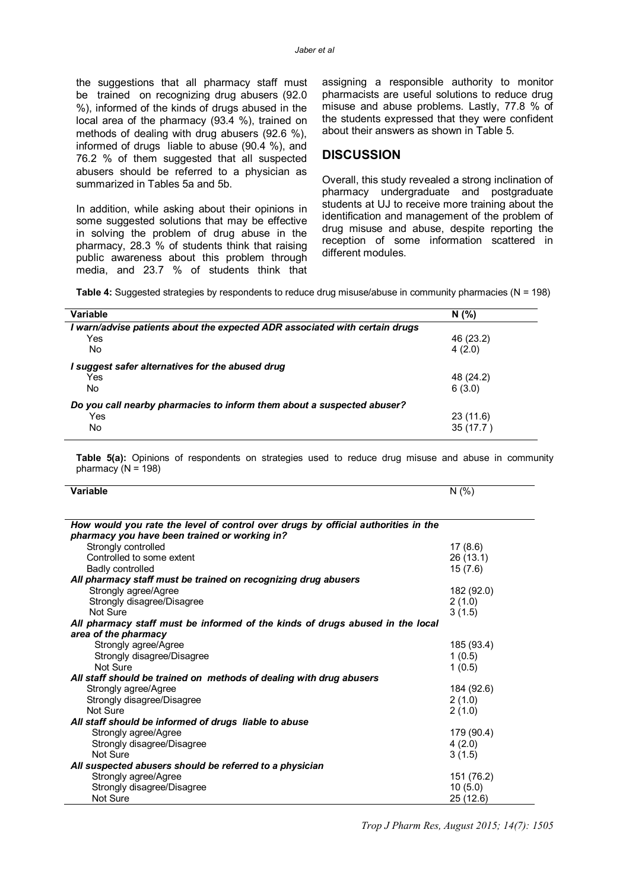the suggestions that all pharmacy staff must be trained on recognizing drug abusers (92.0 %), informed of the kinds of drugs abused in the local area of the pharmacy (93.4 %), trained on methods of dealing with drug abusers (92.6 %), informed of drugs liable to abuse (90.4 %), and 76.2 % of them suggested that all suspected abusers should be referred to a physician as summarized in Tables 5a and 5b.

In addition, while asking about their opinions in some suggested solutions that may be effective in solving the problem of drug abuse in the pharmacy, 28.3 % of students think that raising public awareness about this problem through media, and 23.7 % of students think that assigning a responsible authority to monitor pharmacists are useful solutions to reduce drug misuse and abuse problems. Lastly, 77.8 % of the students expressed that they were confident about their answers as shown in Table 5.

## DISCUSSION

Overall, this study revealed a strong inclination of pharmacy undergraduate and postgraduate students at UJ to receive more training about the identification and management of the problem of drug misuse and abuse, despite reporting the reception of some information scattered in different modules.

**Table 4:** Suggested strategies by respondents to reduce drug misuse/abuse in community pharmacies (N = 198)

| Variable | N (%) |
|---|---|
| ***I warn/advise patients about the expected ADR associated with certain drugs*** | |
| Yes | 46 (23.2) |
| No | 4 (2.0) |
| ***I suggest safer alternatives for the abused drug*** | |
| Yes | 48 (24.2) |
| No | 6 (3.0) |
| ***Do you call nearby pharmacies to inform them about a suspected abuser?*** | |
| Yes | 23 (11.6) |
| No | 35 (17.7 ) |

**Table 5(a):** Opinions of respondents on strategies used to reduce drug misuse and abuse in community pharmacy (N = 198)

| Variable | N (%) |
|---|---|
| ***How would you rate the level of control over drugs by official authorities in the pharmacy you have been trained or working in?*** | |
| Strongly controlled | 17 (8.6) |
| Controlled to some extent | 26 (13.1) |
| Badly controlled | 15 (7.6) |
| ***All pharmacy staff must be trained on recognizing drug abusers*** | |
| Strongly agree/Agree | 182 (92.0) |
| Strongly disagree/Disagree | 2 (1.0) |
| Not Sure | 3 (1.5) |
| ***All pharmacy staff must be informed of the kinds of drugs abused in the local area of the pharmacy*** | |
| Strongly agree/Agree | 185 (93.4) |
| Strongly disagree/Disagree | 1 (0.5) |
| Not Sure | 1 (0.5) |
| ***All staff should be trained on methods of dealing with drug abusers*** | |
| Strongly agree/Agree | 184 (92.6) |
| Strongly disagree/Disagree | 2 (1.0) |
| Not Sure | 2 (1.0) |
| ***All staff should be informed of drugs liable to abuse*** | |
| Strongly agree/Agree | 179 (90.4) |
| Strongly disagree/Disagree | 4 (2.0) |
| Not Sure | 3 (1.5) |
| ***All suspected abusers should be referred to a physician*** | |
| Strongly agree/Agree | 151 (76.2) |
| Strongly disagree/Disagree | 10 (5.0) |
| Not Sure | 25 (12.6) |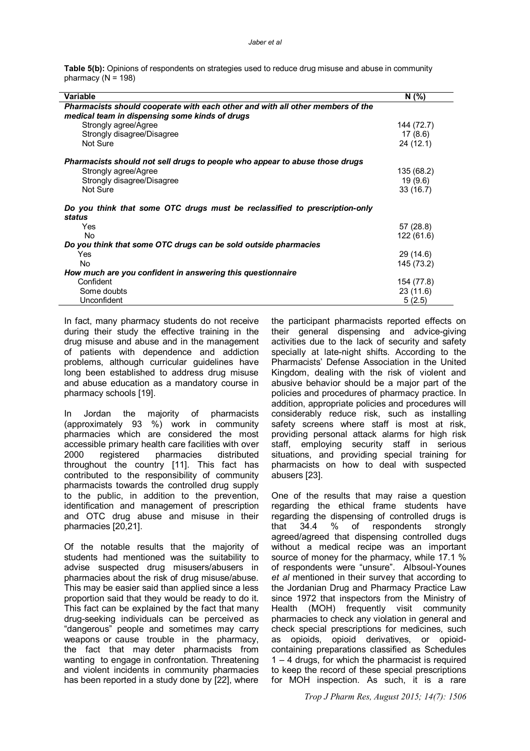**Table 5(b):** Opinions of respondents on strategies used to reduce drug misuse and abuse in community pharmacy (N = 198)

| Variable | N (%) |
|---|---|
| ***Pharmacists should cooperate with each other and with all other members of the medical team in dispensing some kinds of drugs*** | |
| Strongly agree/Agree | 144 (72.7) |
| Strongly disagree/Disagree | 17 (8.6) |
| Not Sure | 24 (12.1) |
| ***Pharmacists should not sell drugs to people who appear to abuse those drugs*** | |
| Strongly agree/Agree | 135 (68.2) |
| Strongly disagree/Disagree | 19 (9.6) |
| Not Sure | 33 (16.7) |
| ***Do you think that some OTC drugs must be reclassified to prescription-only status*** | |
| Yes | 57 (28.8) |
| No | 122 (61.6) |
| ***Do you think that some OTC drugs can be sold outside pharmacies*** | |
| Yes | 29 (14.6) |
| No | 145 (73.2) |
| ***How much are you confident in answering this questionnaire*** | |
| Confident | 154 (77.8) |
| Some doubts | 23 (11.6) |
| Unconfident | 5 (2.5) |

In fact, many pharmacy students do not receive during their study the effective training in the drug misuse and abuse and in the management of patients with dependence and addiction problems, although curricular guidelines have long been established to address drug misuse and abuse education as a mandatory course in pharmacy schools [19].

In Jordan the majority of pharmacists (approximately 93 %) work in community pharmacies which are considered the most accessible primary health care facilities with over 2000 registered pharmacies distributed throughout the country [11]. This fact has contributed to the responsibility of community pharmacists towards the controlled drug supply to the public, in addition to the prevention, identification and management of prescription and OTC drug abuse and misuse in their pharmacies [20,21].

Of the notable results that the majority of students had mentioned was the suitability to advise suspected drug misusers/abusers in pharmacies about the risk of drug misuse/abuse. This may be easier said than applied since a less proportion said that they would be ready to do it. This fact can be explained by the fact that many drug-seeking individuals can be perceived as "dangerous" people and sometimes may carry weapons or cause trouble in the pharmacy, the fact that may deter pharmacists from wanting to engage in confrontation. Threatening and violent incidents in community pharmacies has been reported in a study done by [22], where the participant pharmacists reported effects on their general dispensing and advice-giving activities due to the lack of security and safety specially at late-night shifts. According to the Pharmacists' Defense Association in the United Kingdom, dealing with the risk of violent and abusive behavior should be a major part of the policies and procedures of pharmacy practice. In addition, appropriate policies and procedures will considerably reduce risk, such as installing safety screens where staff is most at risk, providing personal attack alarms for high risk staff, employing security staff in serious situations, and providing special training for pharmacists on how to deal with suspected abusers [23].

One of the results that may raise a question regarding the ethical frame students have regarding the dispensing of controlled drugs is that 34.4 % of respondents strongly agreed/agreed that dispensing controlled dugs without a medical recipe was an important source of money for the pharmacy, while 17.1 % of respondents were "unsure". Albsoul-Younes *et al* mentioned in their survey that according to the Jordanian Drug and Pharmacy Practice Law since 1972 that inspectors from the Ministry of Health (MOH) frequently visit community pharmacies to check any violation in general and check special prescriptions for medicines, such as opioids, opioid derivatives, or opioid-containing preparations classified as Schedules 1 – 4 drugs, for which the pharmacist is required to keep the record of these special prescriptions for MOH inspection. As such, it is a rare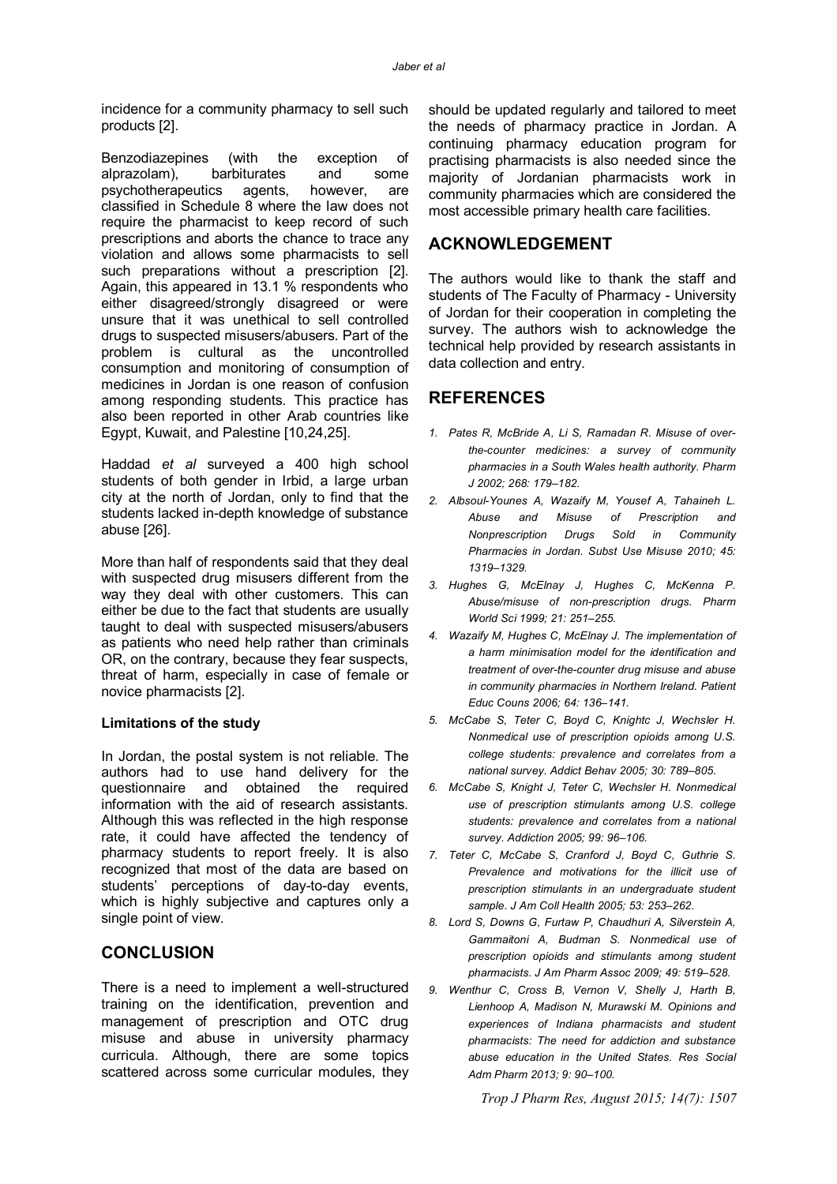incidence for a community pharmacy to sell such products [2].

Benzodiazepines (with the exception of alprazolam), barbiturates and some psychotherapeutics agents, however, are classified in Schedule 8 where the law does not require the pharmacist to keep record of such prescriptions and aborts the chance to trace any violation and allows some pharmacists to sell such preparations without a prescription [2]. Again, this appeared in 13.1 % respondents who either disagreed/strongly disagreed or were unsure that it was unethical to sell controlled drugs to suspected misusers/abusers. Part of the problem is cultural as the uncontrolled consumption and monitoring of consumption of medicines in Jordan is one reason of confusion among responding students. This practice has also been reported in other Arab countries like Egypt, Kuwait, and Palestine [10,24,25].

Haddad *et al* surveyed a 400 high school students of both gender in Irbid, a large urban city at the north of Jordan, only to find that the students lacked in-depth knowledge of substance abuse [26].

More than half of respondents said that they deal with suspected drug misusers different from the way they deal with other customers. This can either be due to the fact that students are usually taught to deal with suspected misusers/abusers as patients who need help rather than criminals OR, on the contrary, because they fear suspects, threat of harm, especially in case of female or novice pharmacists [2].

**Limitations of the study**

In Jordan, the postal system is not reliable. The authors had to use hand delivery for the questionnaire and obtained the required information with the aid of research assistants. Although this was reflected in the high response rate, it could have affected the tendency of pharmacy students to report freely. It is also recognized that most of the data are based on students' perceptions of day-to-day events, which is highly subjective and captures only a single point of view.

## CONCLUSION

There is a need to implement a well-structured training on the identification, prevention and management of prescription and OTC drug misuse and abuse in university pharmacy curricula. Although, there are some topics scattered across some curricular modules, they should be updated regularly and tailored to meet the needs of pharmacy practice in Jordan. A continuing pharmacy education program for practising pharmacists is also needed since the majority of Jordanian pharmacists work in community pharmacies which are considered the most accessible primary health care facilities.

## ACKNOWLEDGEMENT

The authors would like to thank the staff and students of The Faculty of Pharmacy - University of Jordan for their cooperation in completing the survey. The authors wish to acknowledge the technical help provided by research assistants in data collection and entry.

## REFERENCES

1. *Pates R, McBride A, Li S, Ramadan R. Misuse of over-the-counter medicines: a survey of community pharmacies in a South Wales health authority. Pharm J 2002; 268: 179–182.*
2. *Albsoul-Younes A, Wazaify M, Yousef A, Tahaineh L. Abuse and Misuse of Prescription and Nonprescription Drugs Sold in Community Pharmacies in Jordan. Subst Use Misuse 2010; 45: 1319–1329.*
3. *Hughes G, McElnay J, Hughes C, McKenna P. Abuse/misuse of non-prescription drugs. Pharm World Sci 1999; 21: 251–255.*
4. *Wazaify M, Hughes C, McElnay J. The implementation of a harm minimisation model for the identification and treatment of over-the-counter drug misuse and abuse in community pharmacies in Northern Ireland. Patient Educ Couns 2006; 64: 136–141.*
5. *McCabe S, Teter C, Boyd C, Knightc J, Wechsler H. Nonmedical use of prescription opioids among U.S. college students: prevalence and correlates from a national survey. Addict Behav 2005; 30: 789–805.*
6. *McCabe S, Knight J, Teter C, Wechsler H. Nonmedical use of prescription stimulants among U.S. college students: prevalence and correlates from a national survey. Addiction 2005; 99: 96–106.*
7. *Teter C, McCabe S, Cranford J, Boyd C, Guthrie S. Prevalence and motivations for the illicit use of prescription stimulants in an undergraduate student sample. J Am Coll Health 2005; 53: 253–262.*
8. *Lord S, Downs G, Furtaw P, Chaudhuri A, Silverstein A, Gammaitoni A, Budman S. Nonmedical use of prescription opioids and stimulants among student pharmacists. J Am Pharm Assoc 2009; 49: 519–528.*
9. *Wenthur C, Cross B, Vernon V, Shelly J, Harth B, Lienhoop A, Madison N, Murawski M. Opinions and experiences of Indiana pharmacists and student pharmacists: The need for addiction and substance abuse education in the United States. Res Social Adm Pharm 2013; 9: 90–100.*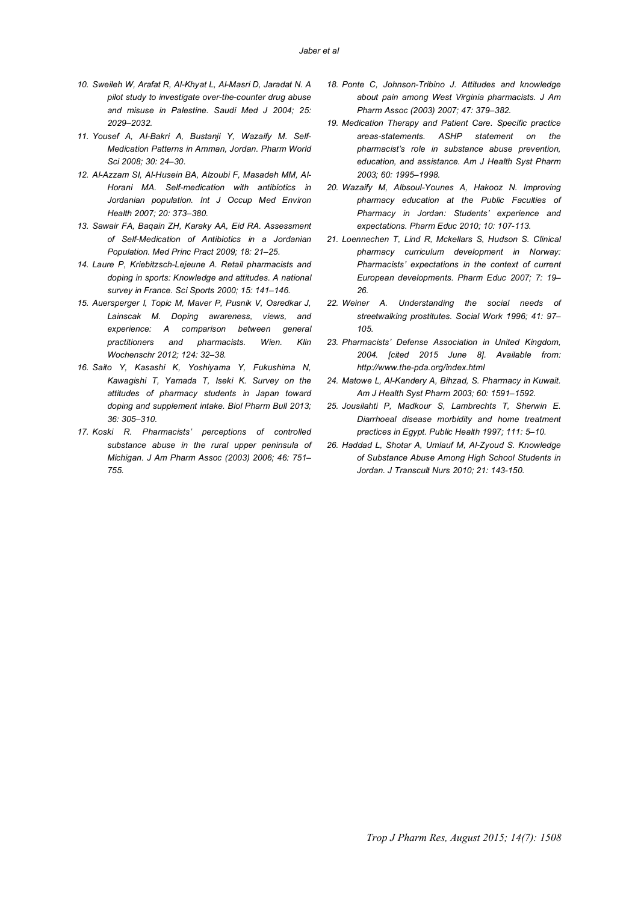10. Sweileh W, Arafat R, Al-Khyat L, Al-Masri D, Jaradat N. A pilot study to investigate over-the-counter drug abuse and misuse in Palestine. Saudi Med J 2004; 25: 2029–2032.
11. Yousef A, Al-Bakri A, Bustanji Y, Wazaify M. Self-Medication Patterns in Amman, Jordan. Pharm World Sci 2008; 30: 24–30.
12. Al-Azzam SI, Al-Husein BA, Alzoubi F, Masadeh MM, Al-Horani MA. Self-medication with antibiotics in Jordanian population. Int J Occup Med Environ Health 2007; 20: 373–380.
13. Sawair FA, Baqain ZH, Karaky AA, Eid RA. Assessment of Self-Medication of Antibiotics in a Jordanian Population. Med Princ Pract 2009; 18: 21–25.
14. Laure P, Kriebitzsch-Lejeune A. Retail pharmacists and doping in sports: Knowledge and attitudes. A national survey in France. Sci Sports 2000; 15: 141–146.
15. Auersperger I, Topic M, Maver P, Pusnik V, Osredkar J, Lainscak M. Doping awareness, views, and experience: A comparison between general practitioners and pharmacists. Wien. Klin Wochenschr 2012; 124: 32–38.
16. Saito Y, Kasashi K, Yoshiyama Y, Fukushima N, Kawagishi T, Yamada T, Iseki K. Survey on the attitudes of pharmacy students in Japan toward doping and supplement intake. Biol Pharm Bull 2013; 36: 305–310.
17. Koski R. Pharmacists' perceptions of controlled substance abuse in the rural upper peninsula of Michigan. J Am Pharm Assoc (2003) 2006; 46: 751–755.
18. Ponte C, Johnson-Tribino J. Attitudes and knowledge about pain among West Virginia pharmacists. J Am Pharm Assoc (2003) 2007; 47: 379–382.
19. Medication Therapy and Patient Care. Specific practice areas-statements. ASHP statement on the pharmacist's role in substance abuse prevention, education, and assistance. Am J Health Syst Pharm 2003; 60: 1995–1998.
20. Wazaify M, Albsoul-Younes A, Hakooz N. Improving pharmacy education at the Public Faculties of Pharmacy in Jordan: Students' experience and expectations. Pharm Educ 2010; 10: 107-113.
21. Loennechen T, Lind R, Mckellars S, Hudson S. Clinical pharmacy curriculum development in Norway: Pharmacists' expectations in the context of current European developments. Pharm Educ 2007; 7: 19–26.
22. Weiner A. Understanding the social needs of streetwalking prostitutes. Social Work 1996; 41: 97–105.
23. Pharmacists' Defense Association in United Kingdom, 2004. [cited 2015 June 8]. Available from: http://www.the-pda.org/index.html
24. Matowe L, Al-Kandery A, Bihzad, S. Pharmacy in Kuwait. Am J Health Syst Pharm 2003; 60: 1591–1592.
25. Jousilahti P, Madkour S, Lambrechts T, Sherwin E. Diarrhoeal disease morbidity and home treatment practices in Egypt. Public Health 1997; 111: 5–10.
26. Haddad L, Shotar A, Umlauf M, Al-Zyoud S. Knowledge of Substance Abuse Among High School Students in Jordan. J Transcult Nurs 2010; 21: 143-150.